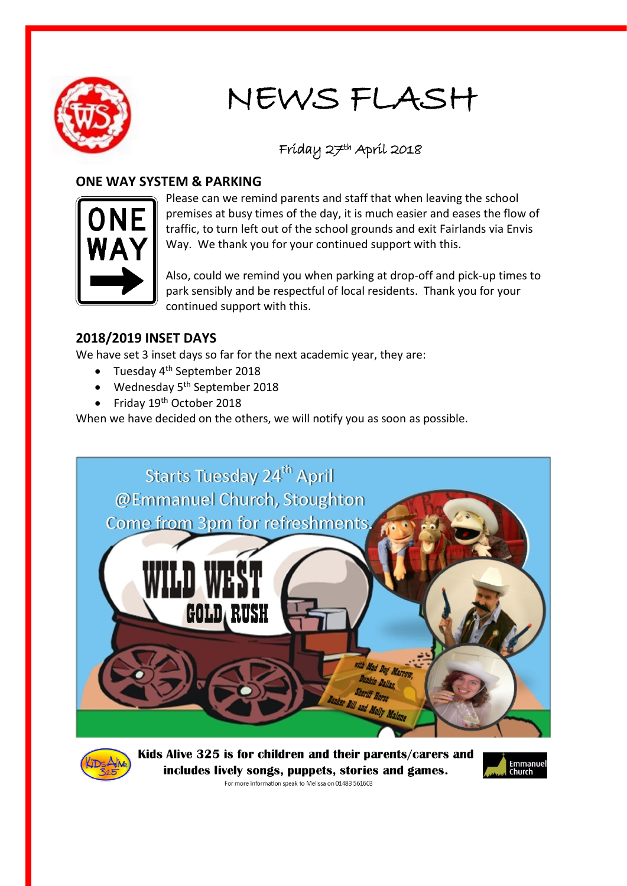# NEWS FLASH

Friday 27th April 2018

## ONE WAY SYSTEM & PARKING

Please can we remind parents and staff that when leaving the school premises at busy times of the day, it is much easier and eases the flow of traffic, to turn left out of the school grounds and exit Fairlands via Envis Way. We thank you for your continued support with this.

Also, could we remind you when parking at drop-off and pick-up times to park sensibly and be respectful of local residents. Thank you for your continued support with this.

## 2018/2019 INSET DAYS

We have set 3 inset days so far for the next academic year, they are:

- Tuesday 4th September 2018
- Wednesday 5th September 2018
- Friday 19th October 2018

When we have decided on the others, we will notify you as soon as possible.

Starts Tuesday 24th April
@Emmanuel Church, Stoughton
Come from 3pm for refreshments.

WILD WEST GOLD RUSH

with Mad Dog Marrow, Dunkin Dallas, Sheriff Horse, Banker Bill and Molly Malone

**Kids Alive 325 is for children and their parents/carers and includes lively songs, puppets, stories and games.**

For more information speak to Melissa on 01483 561603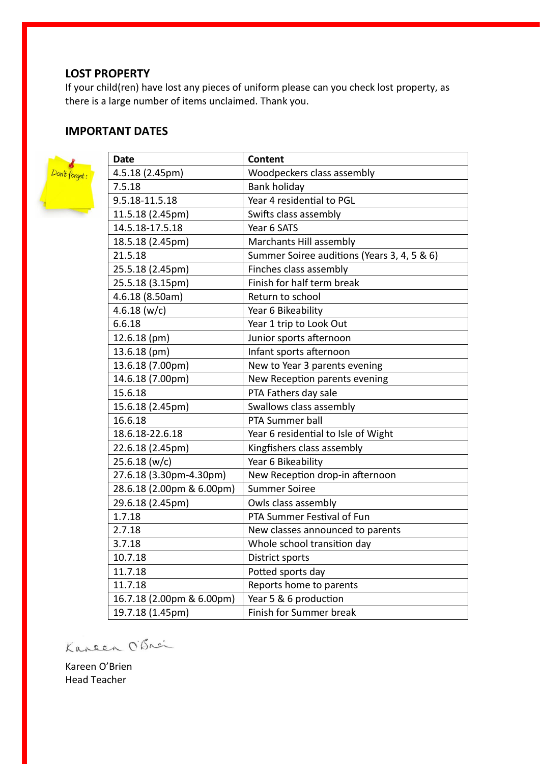## LOST PROPERTY

If your child(ren) have lost any pieces of uniform please can you check lost property, as there is a large number of items unclaimed. Thank you.

## IMPORTANT DATES

| Date | Content |
|---|---|
| 4.5.18 (2.45pm) | Woodpeckers class assembly |
| 7.5.18 | Bank holiday |
| 9.5.18-11.5.18 | Year 4 residential to PGL |
| 11.5.18 (2.45pm) | Swifts class assembly |
| 14.5.18-17.5.18 | Year 6 SATS |
| 18.5.18 (2.45pm) | Marchants Hill assembly |
| 21.5.18 | Summer Soiree auditions (Years 3, 4, 5 & 6) |
| 25.5.18 (2.45pm) | Finches class assembly |
| 25.5.18 (3.15pm) | Finish for half term break |
| 4.6.18 (8.50am) | Return to school |
| 4.6.18 (w/c) | Year 6 Bikeability |
| 6.6.18 | Year 1 trip to Look Out |
| 12.6.18 (pm) | Junior sports afternoon |
| 13.6.18 (pm) | Infant sports afternoon |
| 13.6.18 (7.00pm) | New to Year 3 parents evening |
| 14.6.18 (7.00pm) | New Reception parents evening |
| 15.6.18 | PTA Fathers day sale |
| 15.6.18 (2.45pm) | Swallows class assembly |
| 16.6.18 | PTA Summer ball |
| 18.6.18-22.6.18 | Year 6 residential to Isle of Wight |
| 22.6.18 (2.45pm) | Kingfishers class assembly |
| 25.6.18 (w/c) | Year 6 Bikeability |
| 27.6.18 (3.30pm-4.30pm) | New Reception drop-in afternoon |
| 28.6.18 (2.00pm & 6.00pm) | Summer Soiree |
| 29.6.18 (2.45pm) | Owls class assembly |
| 1.7.18 | PTA Summer Festival of Fun |
| 2.7.18 | New classes announced to parents |
| 3.7.18 | Whole school transition day |
| 10.7.18 | District sports |
| 11.7.18 | Potted sports day |
| 11.7.18 | Reports home to parents |
| 16.7.18 (2.00pm & 6.00pm) | Year 5 & 6 production |
| 19.7.18 (1.45pm) | Finish for Summer break |

Kareen O'Brien
Head Teacher